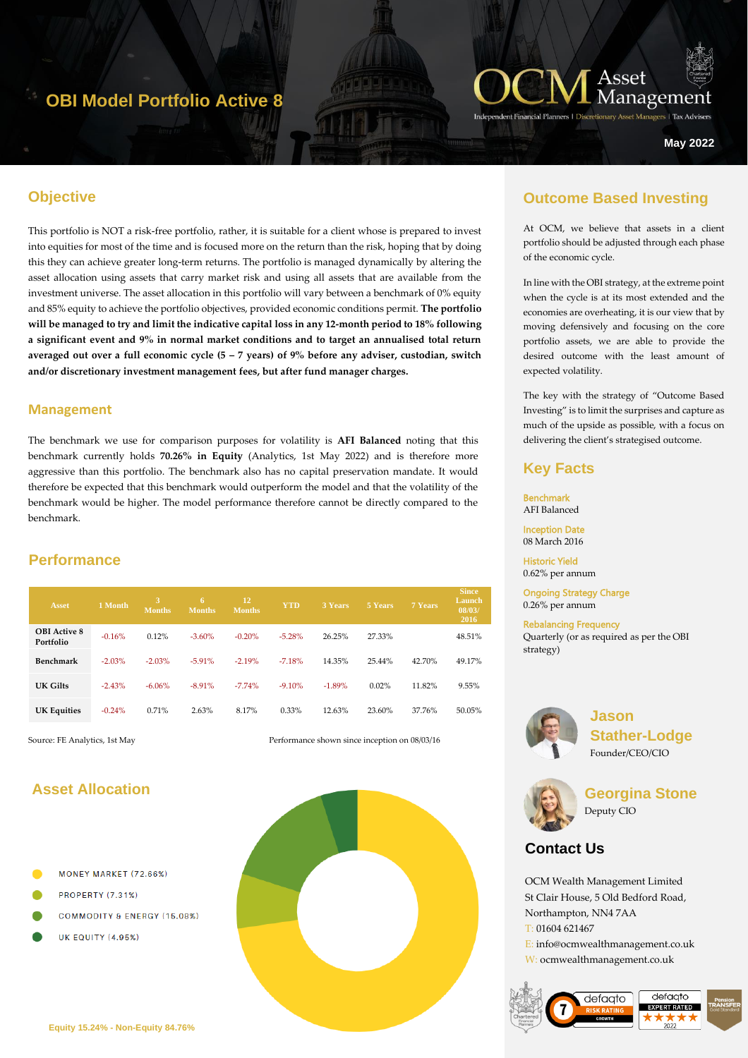# OBI Model Portfolio Active 8

OCM Asset Management

Independent Financial Planners | Discretionary Asset Managers | Tax Advisers

May 2022

## Objective

This portfolio is NOT a risk-free portfolio, rather, it is suitable for a client whose is prepared to invest into equities for most of the time and is focused more on the return than the risk, hoping that by doing this they can achieve greater long-term returns. The portfolio is managed dynamically by altering the asset allocation using assets that carry market risk and using all assets that are available from the investment universe. The asset allocation in this portfolio will vary between a benchmark of 0% equity and 85% equity to achieve the portfolio objectives, provided economic conditions permit. **The portfolio will be managed to try and limit the indicative capital loss in any 12-month period to 18% following a significant event and 9% in normal market conditions and to target an annualised total return averaged out over a full economic cycle (5 – 7 years) of 9% before any adviser, custodian, switch and/or discretionary investment management fees, but after fund manager charges.**

## Management

The benchmark we use for comparison purposes for volatility is **AFI Balanced** noting that this benchmark currently holds **70.26% in Equity** (Analytics, 1st May 2022) and is therefore more aggressive than this portfolio. The benchmark also has no capital preservation mandate. It would therefore be expected that this benchmark would outperform the model and that the volatility of the benchmark would be higher. The model performance therefore cannot be directly compared to the benchmark.

## Performance

| Asset | 1 Month | 3 Months | 6 Months | 12 Months | YTD | 3 Years | 5 Years | 7 Years | Since Launch 08/03/2016 |
|---|---|---|---|---|---|---|---|---|---|
| OBI Active 8 Portfolio | -0.16% | 0.12% | -3.60% | -0.20% | -5.28% | 26.25% | 27.33% | | 48.51% |
| Benchmark | -2.03% | -2.03% | -5.91% | -2.19% | -7.18% | 14.35% | 25.44% | 42.70% | 49.17% |
| UK Gilts | -2.43% | -6.06% | -8.91% | -7.74% | -9.10% | -1.89% | 0.02% | 11.82% | 9.55% |
| UK Equities | -0.24% | 0.71% | 2.63% | 8.17% | 0.33% | 12.63% | 23.60% | 37.76% | 50.05% |

Source: FE Analytics, 1st May

Performance shown since inception on 08/03/16

## Asset Allocation

- MONEY MARKET (72.66%)
- PROPERTY (7.31%)
- COMMODITY & ENERGY (15.08%)
- UK EQUITY (4.95%)

Equity 15.24% - Non-Equity 84.76%

## Outcome Based Investing

At OCM, we believe that assets in a client portfolio should be adjusted through each phase of the economic cycle.

In line with the OBI strategy, at the extreme point when the cycle is at its most extended and the economies are overheating, it is our view that by moving defensively and focusing on the core portfolio assets, we are able to provide the desired outcome with the least amount of expected volatility.

The key with the strategy of "Outcome Based Investing" is to limit the surprises and capture as much of the upside as possible, with a focus on delivering the client's strategised outcome.

## Key Facts

**Benchmark**
AFI Balanced

**Inception Date**
08 March 2016

**Historic Yield**
0.62% per annum

**Ongoing Strategy Charge**
0.26% per annum

**Rebalancing Frequency**
Quarterly (or as required as per the OBI strategy)

**Jason Stather-Lodge**
Founder/CEO/CIO

**Georgina Stone**
Deputy CIO

## Contact Us

OCM Wealth Management Limited
St Clair House, 5 Old Bedford Road,
Northampton, NN4 7AA
T: 01604 621467
E: info@ocmwealthmanagement.co.uk
W: ocmwealthmanagement.co.uk

defaqto 7 RISK RATING GROWTH | defaqto EXPERT RATED 2022 | Pension TRANSFER Gold Standard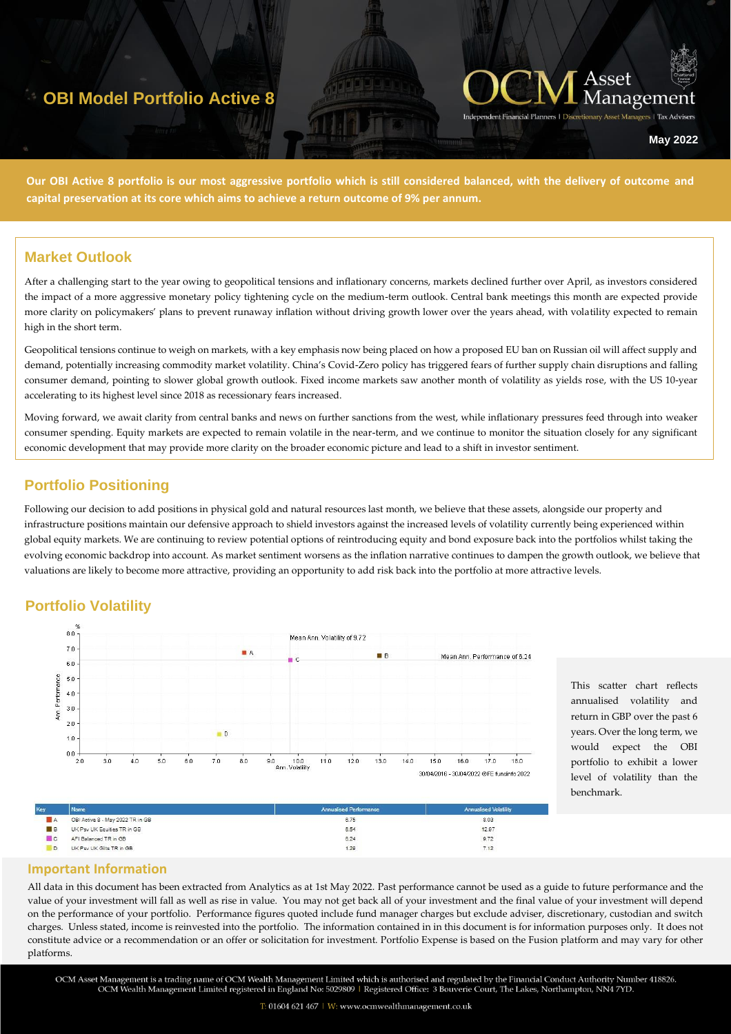# OBI Model Portfolio Active 8

May 2022

**Our OBI Active 8 portfolio is our most aggressive portfolio which is still considered balanced, with the delivery of outcome and capital preservation at its core which aims to achieve a return outcome of 9% per annum.**

## Market Outlook

After a challenging start to the year owing to geopolitical tensions and inflationary concerns, markets declined further over April, as investors considered the impact of a more aggressive monetary policy tightening cycle on the medium-term outlook. Central bank meetings this month are expected provide more clarity on policymakers' plans to prevent runaway inflation without driving growth lower over the years ahead, with volatility expected to remain high in the short term.

Geopolitical tensions continue to weigh on markets, with a key emphasis now being placed on how a proposed EU ban on Russian oil will affect supply and demand, potentially increasing commodity market volatility. China's Covid-Zero policy has triggered fears of further supply chain disruptions and falling consumer demand, pointing to slower global growth outlook. Fixed income markets saw another month of volatility as yields rose, with the US 10-year accelerating to its highest level since 2018 as recessionary fears increased.

Moving forward, we await clarity from central banks and news on further sanctions from the west, while inflationary pressures feed through into weaker consumer spending. Equity markets are expected to remain volatile in the near-term, and we continue to monitor the situation closely for any significant economic development that may provide more clarity on the broader economic picture and lead to a shift in investor sentiment.

## Portfolio Positioning

Following our decision to add positions in physical gold and natural resources last month, we believe that these assets, alongside our property and infrastructure positions maintain our defensive approach to shield investors against the increased levels of volatility currently being experienced within global equity markets. We are continuing to review potential options of reintroducing equity and bond exposure back into the portfolios whilst taking the evolving economic backdrop into account. As market sentiment worsens as the inflation narrative continues to dampen the growth outlook, we believe that valuations are likely to become more attractive, providing an opportunity to add risk back into the portfolio at more attractive levels.

## Portfolio Volatility

%

Ann. Performance

Ann. Volatility

Mean Ann. Volatility of 9.72

Mean Ann. Performance of 6.24

30/04/2016 - 30/04/2022 ©FE fundinfo 2022

| Key | Name | Annualised Performance | Annualised Volatility |
|---|---|---|---|
| A | OBI Active 8 - May 2022 TR in GB | 6.75 | 8.03 |
| B | UK Pav UK Equities TR in GB | 6.54 | 12.87 |
| C | AFI Balanced TR in GB | 6.24 | 9.72 |
| D | UK Pav UK Gilts TR in GB | 1.29 | 7.12 |

This scatter chart reflects annualised volatility and return in GBP over the past 6 years. Over the long term, we would expect the OBI portfolio to exhibit a lower level of volatility than the benchmark.

## Important Information

All data in this document has been extracted from Analytics as at 1st May 2022. Past performance cannot be used as a guide to future performance and the value of your investment will fall as well as rise in value. You may not get back all of your investment and the final value of your investment will depend on the performance of your portfolio. Performance figures quoted include fund manager charges but exclude adviser, discretionary, custodian and switch charges. Unless stated, income is reinvested into the portfolio. The information contained in in this document is for information purposes only. It does not constitute advice or a recommendation or an offer or solicitation for investment. Portfolio Expense is based on the Fusion platform and may vary for other platforms.

OCM Asset Management is a trading name of OCM Wealth Management Limited which is authorised and regulated by the Financial Conduct Authority Number 418826. OCM Wealth Management Limited registered in England No: 5029809 | Registered Office: 3 Bouverie Court, The Lakes, Northampton, NN4 7YD.

T: 01604 621 467 | W: www.ocmwealthmanagement.co.uk